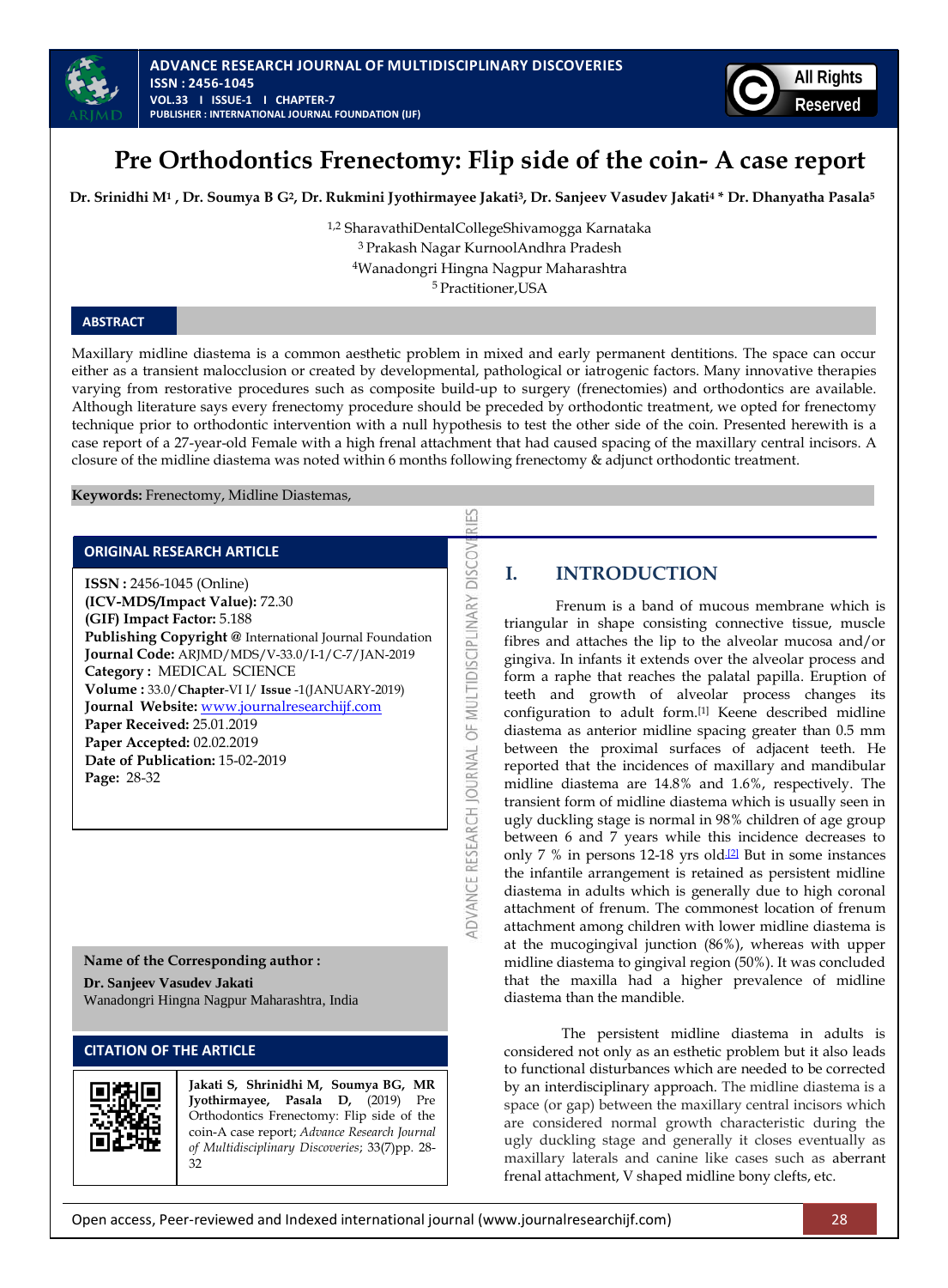# Pre Orthodontics Frenectomy: Flip side of the coin- A case report

**Dr. Srinidhi M[1] , Dr. Soumya B G[2], Dr. Rukmini Jyothirmayee Jakati[3], Dr. Sanjeev Vasudev Jakati[4] * Dr. Dhanyatha Pasala[5]**

[1,2] SharavathiDentalCollegeShivamogga Karnataka
[3] Prakash Nagar KurnoolAndhra Pradesh
[4]Wanadongri Hingna Nagpur Maharashtra
[5] Practitioner,USA

## ABSTRACT

Maxillary midline diastema is a common aesthetic problem in mixed and early permanent dentitions. The space can occur either as a transient malocclusion or created by developmental, pathological or iatrogenic factors. Many innovative therapies varying from restorative procedures such as composite build-up to surgery (frenectomies) and orthodontics are available. Although literature says every frenectomy procedure should be preceded by orthodontic treatment, we opted for frenectomy technique prior to orthodontic intervention with a null hypothesis to test the other side of the coin. Presented herewith is a case report of a 27-year-old Female with a high frenal attachment that had caused spacing of the maxillary central incisors. A closure of the midline diastema was noted within 6 months following frenectomy & adjunct orthodontic treatment.

**Keywords:** Frenectomy, Midline Diastemas,

## ORIGINAL RESEARCH ARTICLE

**ISSN :** 2456-1045 (Online)
**(ICV-MDS/Impact Value):** 72.30
**(GIF) Impact Factor:** 5.188
**Publishing Copyright @** International Journal Foundation
**Journal Code:** ARJMD/MDS/V-33.0/I-1/C-7/JAN-2019
**Category :** MEDICAL SCIENCE
**Volume :** 33.0/**Chapter**-VI I/ **Issue** -1(JANUARY-2019)
**Journal Website:** www.journalresearchijf.com
**Paper Received:** 25.01.2019
**Paper Accepted:** 02.02.2019
**Date of Publication:** 15-02-2019
**Page:** 28-32

**Name of the Corresponding author :**
**Dr. Sanjeev Vasudev Jakati**
Wanadongri Hingna Nagpur Maharashtra, India

## CITATION OF THE ARTICLE

**Jakati S, Shrinidhi M, Soumya BG, MR Jyothirmayee, Pasala D,** (2019) Pre Orthodontics Frenectomy: Flip side of the coin-A case report; *Advance Research Journal of Multidisciplinary Discoveries*; 33(7)pp. 28-32

## I. INTRODUCTION

Frenum is a band of mucous membrane which is triangular in shape consisting connective tissue, muscle fibres and attaches the lip to the alveolar mucosa and/or gingiva. In infants it extends over the alveolar process and form a raphe that reaches the palatal papilla. Eruption of teeth and growth of alveolar process changes its configuration to adult form.[1] Keene described midline diastema as anterior midline spacing greater than 0.5 mm between the proximal surfaces of adjacent teeth. He reported that the incidences of maxillary and mandibular midline diastema are 14.8% and 1.6%, respectively. The transient form of midline diastema which is usually seen in ugly duckling stage is normal in 98% children of age group between 6 and 7 years while this incidence decreases to only 7 % in persons 12-18 yrs old.[2] But in some instances the infantile arrangement is retained as persistent midline diastema in adults which is generally due to high coronal attachment of frenum. The commonest location of frenum attachment among children with lower midline diastema is at the mucogingival junction (86%), whereas with upper midline diastema to gingival region (50%). It was concluded that the maxilla had a higher prevalence of midline diastema than the mandible.

The persistent midline diastema in adults is considered not only as an esthetic problem but it also leads to functional disturbances which are needed to be corrected by an interdisciplinary approach. The midline diastema is a space (or gap) between the maxillary central incisors which are considered normal growth characteristic during the ugly duckling stage and generally it closes eventually as maxillary laterals and canine like cases such as aberrant frenal attachment, V shaped midline bony clefts, etc.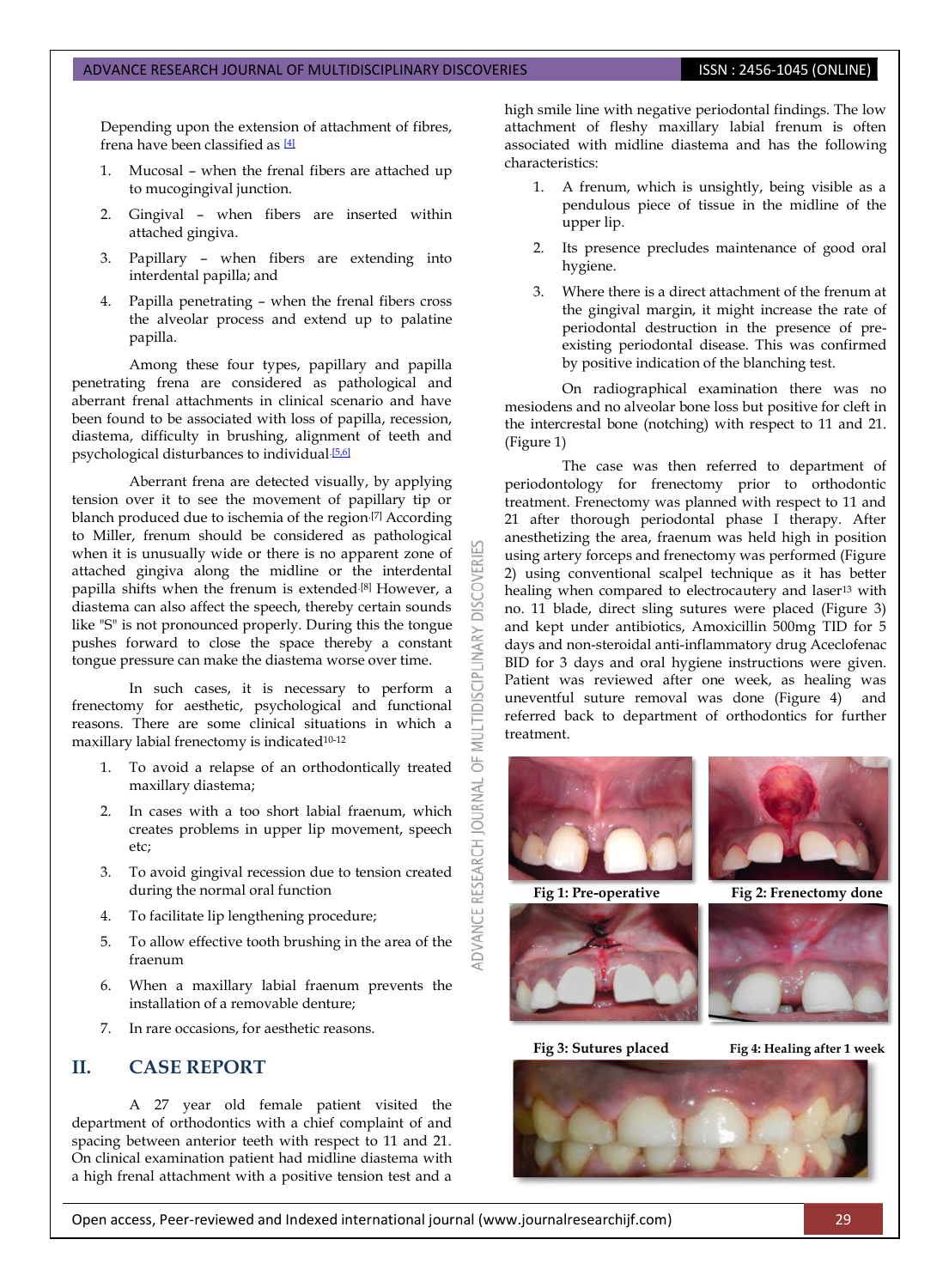Depending upon the extension of attachment of fibres, frena have been classified as [4]

1. Mucosal – when the frenal fibers are attached up to mucogingival junction.
2. Gingival – when fibers are inserted within attached gingiva.
3. Papillary – when fibers are extending into interdental papilla; and
4. Papilla penetrating – when the frenal fibers cross the alveolar process and extend up to palatine papilla.

Among these four types, papillary and papilla penetrating frena are considered as pathological and aberrant frenal attachments in clinical scenario and have been found to be associated with loss of papilla, recession, diastema, difficulty in brushing, alignment of teeth and psychological disturbances to individual.[5,6]

Aberrant frena are detected visually, by applying tension over it to see the movement of papillary tip or blanch produced due to ischemia of the region.[7] According to Miller, frenum should be considered as pathological when it is unusually wide or there is no apparent zone of attached gingiva along the midline or the interdental papilla shifts when the frenum is extended.[8] However, a diastema can also affect the speech, thereby certain sounds like "S" is not pronounced properly. During this the tongue pushes forward to close the space thereby a constant tongue pressure can make the diastema worse over time.

In such cases, it is necessary to perform a frenectomy for aesthetic, psychological and functional reasons. There are some clinical situations in which a maxillary labial frenectomy is indicated[10-12]

1. To avoid a relapse of an orthodontically treated maxillary diastema;
2. In cases with a too short labial fraenum, which creates problems in upper lip movement, speech etc;
3. To avoid gingival recession due to tension created during the normal oral function
4. To facilitate lip lengthening procedure;
5. To allow effective tooth brushing in the area of the fraenum
6. When a maxillary labial fraenum prevents the installation of a removable denture;
7. In rare occasions, for aesthetic reasons.

## II. CASE REPORT

A 27 year old female patient visited the department of orthodontics with a chief complaint of and spacing between anterior teeth with respect to 11 and 21. On clinical examination patient had midline diastema with a high frenal attachment with a positive tension test and a high smile line with negative periodontal findings. The low attachment of fleshy maxillary labial frenum is often associated with midline diastema and has the following characteristics:

1. A frenum, which is unsightly, being visible as a pendulous piece of tissue in the midline of the upper lip.
2. Its presence precludes maintenance of good oral hygiene.
3. Where there is a direct attachment of the frenum at the gingival margin, it might increase the rate of periodontal destruction in the presence of pre-existing periodontal disease. This was confirmed by positive indication of the blanching test.

On radiographical examination there was no mesiodens and no alveolar bone loss but positive for cleft in the intercrestal bone (notching) with respect to 11 and 21. (Figure 1)

The case was then referred to department of periodontology for frenectomy prior to orthodontic treatment. Frenectomy was planned with respect to 11 and 21 after thorough periodontal phase I therapy. After anesthetizing the area, fraenum was held high in position using artery forceps and frenectomy was performed (Figure 2) using conventional scalpel technique as it has better healing when compared to electrocautery and laser[13] with no. 11 blade, direct sling sutures were placed (Figure 3) and kept under antibiotics, Amoxicillin 500mg TID for 5 days and non-steroidal anti-inflammatory drug Aceclofenac BID for 3 days and oral hygiene instructions were given. Patient was reviewed after one week, as healing was uneventful suture removal was done (Figure 4) and referred back to department of orthodontics for further treatment.

Fig 1: Pre-operative

Fig 2: Frenectomy done

Fig 3: Sutures placed

Fig 4: Healing after 1 week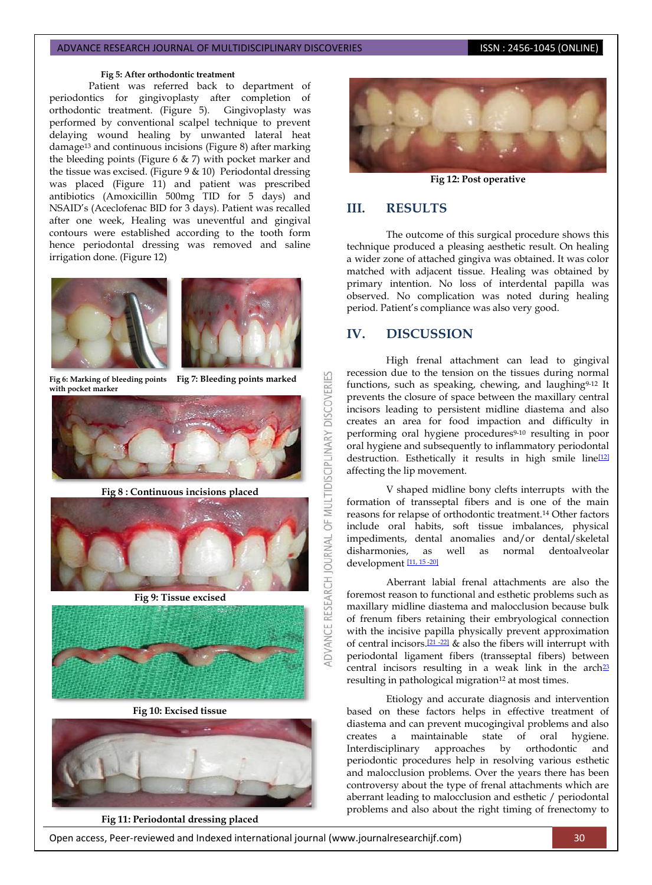**Fig 5: After orthodontic treatment**

Patient was referred back to department of periodontics for gingivoplasty after completion of orthodontic treatment. (Figure 5). Gingivoplasty was performed by conventional scalpel technique to prevent delaying wound healing by unwanted lateral heat damage[13] and continuous incisions (Figure 8) after marking the bleeding points (Figure 6 & 7) with pocket marker and the tissue was excised. (Figure 9 & 10) Periodontal dressing was placed (Figure 11) and patient was prescribed antibiotics (Amoxicillin 500mg TID for 5 days) and NSAID's (Aceclofenac BID for 3 days). Patient was recalled after one week, Healing was uneventful and gingival contours were established according to the tooth form hence periodontal dressing was removed and saline irrigation done. (Figure 12)

**Fig 6: Marking of bleeding points with pocket marker**

**Fig 7: Bleeding points marked**

**Fig 8 : Continuous incisions placed**

**Fig 9: Tissue excised**

**Fig 10: Excised tissue**

**Fig 11: Periodontal dressing placed**

**Fig 12: Post operative**

## III. RESULTS

The outcome of this surgical procedure shows this technique produced a pleasing aesthetic result. On healing a wider zone of attached gingiva was obtained. It was color matched with adjacent tissue. Healing was obtained by primary intention. No loss of interdental papilla was observed. No complication was noted during healing period. Patient's compliance was also very good.

## IV. DISCUSSION

High frenal attachment can lead to gingival recession due to the tension on the tissues during normal functions, such as speaking, chewing, and laughing[9-12] It prevents the closure of space between the maxillary central incisors leading to persistent midline diastema and also creates an area for food impaction and difficulty in performing oral hygiene procedures[9-10] resulting in poor oral hygiene and subsequently to inflammatory periodontal destruction. Esthetically it results in high smile line[12] affecting the lip movement.

V shaped midline bony clefts interrupts with the formation of transseptal fibers and is one of the main reasons for relapse of orthodontic treatment.[14] Other factors include oral habits, soft tissue imbalances, physical impediments, dental anomalies and/or dental/skeletal disharmonies, as well as normal dentoalveolar development [11, 15 -20]

Aberrant labial frenal attachments are also the foremost reason to functional and esthetic problems such as maxillary midline diastema and malocclusion because bulk of frenum fibers retaining their embryological connection with the incisive papilla physically prevent approximation of central incisors.[21 -22] & also the fibers will interrupt with periodontal ligament fibers (transseptal fibers) between central incisors resulting in a weak link in the arch[23] resulting in pathological migration[12] at most times.

Etiology and accurate diagnosis and intervention based on these factors helps in effective treatment of diastema and can prevent mucogingival problems and also creates a maintainable state of oral hygiene. Interdisciplinary approaches by orthodontic and periodontic procedures help in resolving various esthetic and malocclusion problems. Over the years there has been controversy about the type of frenal attachments which are aberrant leading to malocclusion and esthetic / periodontal problems and also about the right timing of frenectomy to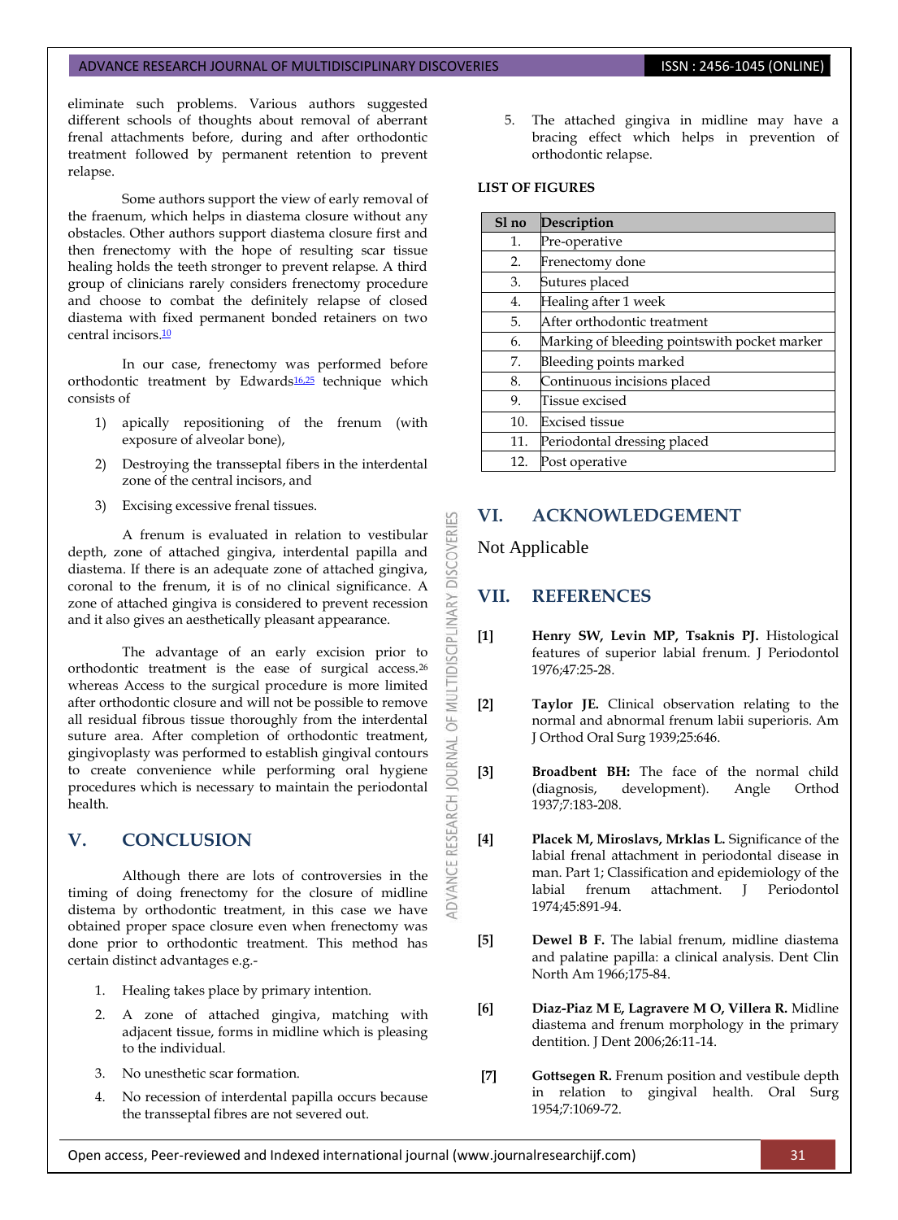eliminate such problems. Various authors suggested different schools of thoughts about removal of aberrant frenal attachments before, during and after orthodontic treatment followed by permanent retention to prevent relapse.

Some authors support the view of early removal of the fraenum, which helps in diastema closure without any obstacles. Other authors support diastema closure first and then frenectomy with the hope of resulting scar tissue healing holds the teeth stronger to prevent relapse. A third group of clinicians rarely considers frenectomy procedure and choose to combat the definitely relapse of closed diastema with fixed permanent bonded retainers on two central incisors.[10]

In our case, frenectomy was performed before orthodontic treatment by Edwards[16,25] technique which consists of

1) apically repositioning of the frenum (with exposure of alveolar bone),
2) Destroying the transseptal fibers in the interdental zone of the central incisors, and
3) Excising excessive frenal tissues.

A frenum is evaluated in relation to vestibular depth, zone of attached gingiva, interdental papilla and diastema. If there is an adequate zone of attached gingiva, coronal to the frenum, it is of no clinical significance. A zone of attached gingiva is considered to prevent recession and it also gives an aesthetically pleasant appearance.

The advantage of an early excision prior to orthodontic treatment is the ease of surgical access.[26] whereas Access to the surgical procedure is more limited after orthodontic closure and will not be possible to remove all residual fibrous tissue thoroughly from the interdental suture area. After completion of orthodontic treatment, gingivoplasty was performed to establish gingival contours to create convenience while performing oral hygiene procedures which is necessary to maintain the periodontal health.

## V. CONCLUSION

Although there are lots of controversies in the timing of doing frenectomy for the closure of midline distema by orthodontic treatment, in this case we have obtained proper space closure even when frenectomy was done prior to orthodontic treatment. This method has certain distinct advantages e.g.-

1. Healing takes place by primary intention.
2. A zone of attached gingiva, matching with adjacent tissue, forms in midline which is pleasing to the individual.
3. No unesthetic scar formation.
4. No recession of interdental papilla occurs because the transseptal fibres are not severed out.
5. The attached gingiva in midline may have a bracing effect which helps in prevention of orthodontic relapse.

**LIST OF FIGURES**

| Sl no | Description |
|---|---|
| 1. | Pre-operative |
| 2. | Frenectomy done |
| 3. | Sutures placed |
| 4. | Healing after 1 week |
| 5. | After orthodontic treatment |
| 6. | Marking of bleeding pointswith pocket marker |
| 7. | Bleeding points marked |
| 8. | Continuous incisions placed |
| 9. | Tissue excised |
| 10. | Excised tissue |
| 11. | Periodontal dressing placed |
| 12. | Post operative |

## VI. ACKNOWLEDGEMENT

Not Applicable

## VII. REFERENCES

[1] **Henry SW, Levin MP, Tsaknis PJ.** Histological features of superior labial frenum. J Periodontol 1976;47:25-28.

[2] **Taylor JE.** Clinical observation relating to the normal and abnormal frenum labii superioris. Am J Orthod Oral Surg 1939;25:646.

[3] **Broadbent BH:** The face of the normal child (diagnosis, development). Angle Orthod 1937;7:183-208.

[4] **Placek M, Miroslavs, Mrklas L.** Significance of the labial frenal attachment in periodontal disease in man. Part 1; Classification and epidemiology of the labial frenum attachment. J Periodontol 1974;45:891-94.

[5] **Dewel B F.** The labial frenum, midline diastema and palatine papilla: a clinical analysis. Dent Clin North Am 1966;175-84.

[6] **Diaz-Piaz M E, Lagravere M O, Villera R.** Midline diastema and frenum morphology in the primary dentition. J Dent 2006;26:11-14.

[7] **Gottsegen R.** Frenum position and vestibule depth in relation to gingival health. Oral Surg 1954;7:1069-72.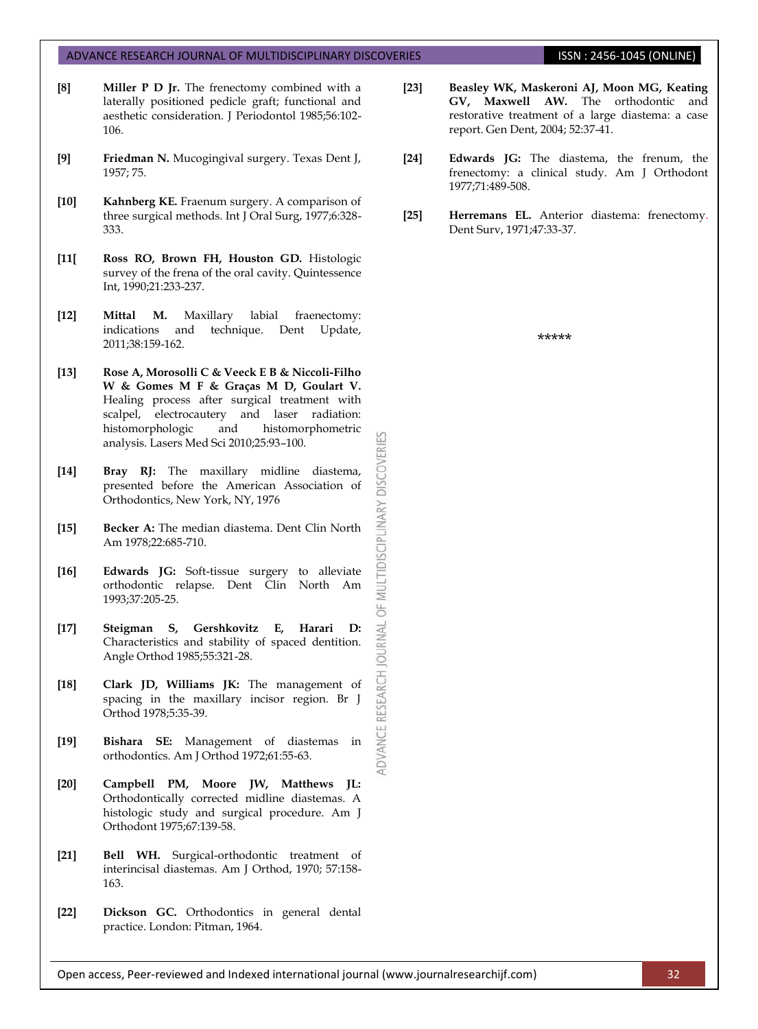[8] **Miller P D Jr.** The frenectomy combined with a laterally positioned pedicle graft; functional and aesthetic consideration. J Periodontol 1985;56:102-106.

[9] **Friedman N.** Mucogingival surgery. Texas Dent J, 1957; 75.

[10] **Kahnberg KE.** Fraenum surgery. A comparison of three surgical methods. Int J Oral Surg, 1977;6:328-333.

[11[ **Ross RO, Brown FH, Houston GD.** Histologic survey of the frena of the oral cavity. Quintessence Int, 1990;21:233-237.

[12] **Mittal M.** Maxillary labial fraenectomy: indications and technique. Dent Update, 2011;38:159-162.

[13] **Rose A, Morosolli C & Veeck E B & Niccoli-Filho W & Gomes M F & Graças M D, Goulart V.** Healing process after surgical treatment with scalpel, electrocautery and laser radiation: histomorphologic and histomorphometric analysis. Lasers Med Sci 2010;25:93–100.

[14] **Bray RJ:** The maxillary midline diastema, presented before the American Association of Orthodontics, New York, NY, 1976

[15] **Becker A:** The median diastema. Dent Clin North Am 1978;22:685-710.

[16] **Edwards JG:** Soft-tissue surgery to alleviate orthodontic relapse. Dent Clin North Am 1993;37:205-25.

[17] **Steigman S, Gershkovitz E, Harari D:** Characteristics and stability of spaced dentition. Angle Orthod 1985;55:321-28.

[18] **Clark JD, Williams JK:** The management of spacing in the maxillary incisor region. Br J Orthod 1978;5:35-39.

[19] **Bishara SE:** Management of diastemas in orthodontics. Am J Orthod 1972;61:55-63.

[20] **Campbell PM, Moore JW, Matthews JL:** Orthodontically corrected midline diastemas. A histologic study and surgical procedure. Am J Orthodont 1975;67:139-58.

[21] **Bell WH.** Surgical-orthodontic treatment of interincisal diastemas. Am J Orthod, 1970; 57:158-163.

[22] **Dickson GC.** Orthodontics in general dental practice. London: Pitman, 1964.

[23] **Beasley WK, Maskeroni AJ, Moon MG, Keating GV, Maxwell AW.** The orthodontic and restorative treatment of a large diastema: a case report. Gen Dent, 2004; 52:37-41.

[24] **Edwards JG:** The diastema, the frenum, the frenectomy: a clinical study. Am J Orthodont 1977;71:489-508.

[25] **Herremans EL.** Anterior diastema: frenectomy. Dent Surv, 1971;47:33-37.

*****